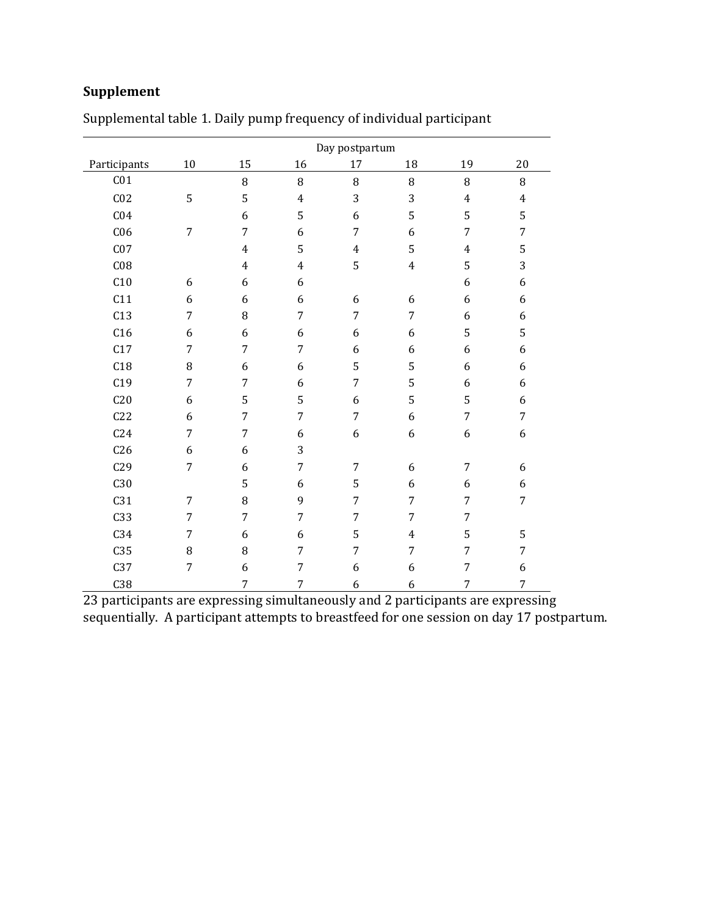**Supplement**

Supplemental table 1. Daily pump frequency of individual participant

| | Day postpartum | | | | | | |
|---|---|---|---|---|---|---|---|
| Participants | 10 | 15 | 16 | 17 | 18 | 19 | 20 |
| C01 | | 8 | 8 | 8 | 8 | 8 | 8 |
| C02 | 5 | 5 | 4 | 3 | 3 | 4 | 4 |
| C04 | | 6 | 5 | 6 | 5 | 5 | 5 |
| C06 | 7 | 7 | 6 | 7 | 6 | 7 | 7 |
| C07 | | 4 | 5 | 4 | 5 | 4 | 5 |
| C08 | | 4 | 4 | 5 | 4 | 5 | 3 |
| C10 | 6 | 6 | 6 | | | 6 | 6 |
| C11 | 6 | 6 | 6 | 6 | 6 | 6 | 6 |
| C13 | 7 | 8 | 7 | 7 | 7 | 6 | 6 |
| C16 | 6 | 6 | 6 | 6 | 6 | 5 | 5 |
| C17 | 7 | 7 | 7 | 6 | 6 | 6 | 6 |
| C18 | 8 | 6 | 6 | 5 | 5 | 6 | 6 |
| C19 | 7 | 7 | 6 | 7 | 5 | 6 | 6 |
| C20 | 6 | 5 | 5 | 6 | 5 | 5 | 6 |
| C22 | 6 | 7 | 7 | 7 | 6 | 7 | 7 |
| C24 | 7 | 7 | 6 | 6 | 6 | 6 | 6 |
| C26 | 6 | 6 | 3 | | | | |
| C29 | 7 | 6 | 7 | 7 | 6 | 7 | 6 |
| C30 | | 5 | 6 | 5 | 6 | 6 | 6 |
| C31 | 7 | 8 | 9 | 7 | 7 | 7 | 7 |
| C33 | 7 | 7 | 7 | 7 | 7 | 7 | |
| C34 | 7 | 6 | 6 | 5 | 4 | 5 | 5 |
| C35 | 8 | 8 | 7 | 7 | 7 | 7 | 7 |
| C37 | 7 | 6 | 7 | 6 | 6 | 7 | 6 |
| C38 | | 7 | 7 | 6 | 6 | 7 | 7 |

23 participants are expressing simultaneously and 2 participants are expressing sequentially. A participant attempts to breastfeed for one session on day 17 postpartum.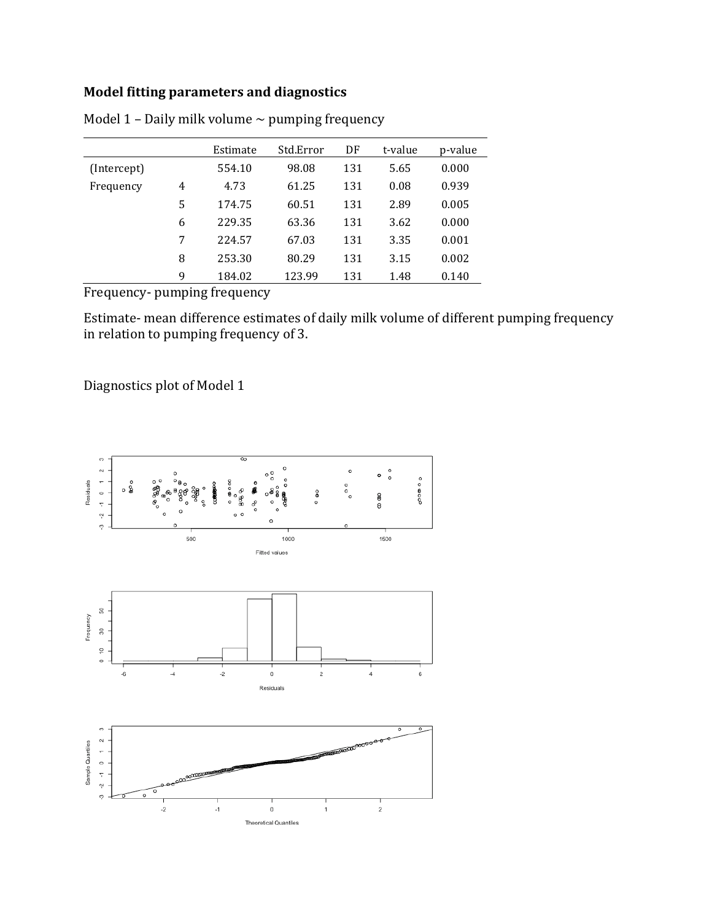**Model fitting parameters and diagnostics**

Model 1 – Daily milk volume ~ pumping frequency

| | | Estimate | Std.Error | DF | t-value | p-value |
|---|---|---|---|---|---|---|
| (Intercept) | | 554.10 | 98.08 | 131 | 5.65 | 0.000 |
| Frequency | 4 | 4.73 | 61.25 | 131 | 0.08 | 0.939 |
| | 5 | 174.75 | 60.51 | 131 | 2.89 | 0.005 |
| | 6 | 229.35 | 63.36 | 131 | 3.62 | 0.000 |
| | 7 | 224.57 | 67.03 | 131 | 3.35 | 0.001 |
| | 8 | 253.30 | 80.29 | 131 | 3.15 | 0.002 |
| | 9 | 184.02 | 123.99 | 131 | 1.48 | 0.140 |

Frequency- pumping frequency

Estimate- mean difference estimates of daily milk volume of different pumping frequency in relation to pumping frequency of 3.

Diagnostics plot of Model 1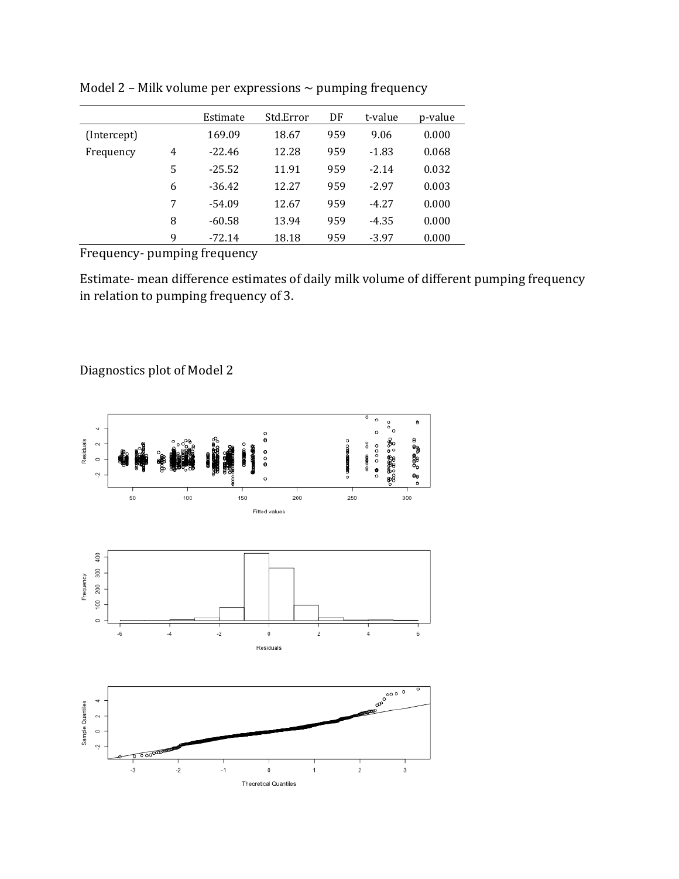Model 2 – Milk volume per expressions ~ pumping frequency

| | | Estimate | Std.Error | DF | t-value | p-value |
|---|---|---|---|---|---|---|
| (Intercept) | | 169.09 | 18.67 | 959 | 9.06 | 0.000 |
| Frequency | 4 | -22.46 | 12.28 | 959 | -1.83 | 0.068 |
| | 5 | -25.52 | 11.91 | 959 | -2.14 | 0.032 |
| | 6 | -36.42 | 12.27 | 959 | -2.97 | 0.003 |
| | 7 | -54.09 | 12.67 | 959 | -4.27 | 0.000 |
| | 8 | -60.58 | 13.94 | 959 | -4.35 | 0.000 |
| | 9 | -72.14 | 18.18 | 959 | -3.97 | 0.000 |

Frequency- pumping frequency

Estimate- mean difference estimates of daily milk volume of different pumping frequency in relation to pumping frequency of 3.

Diagnostics plot of Model 2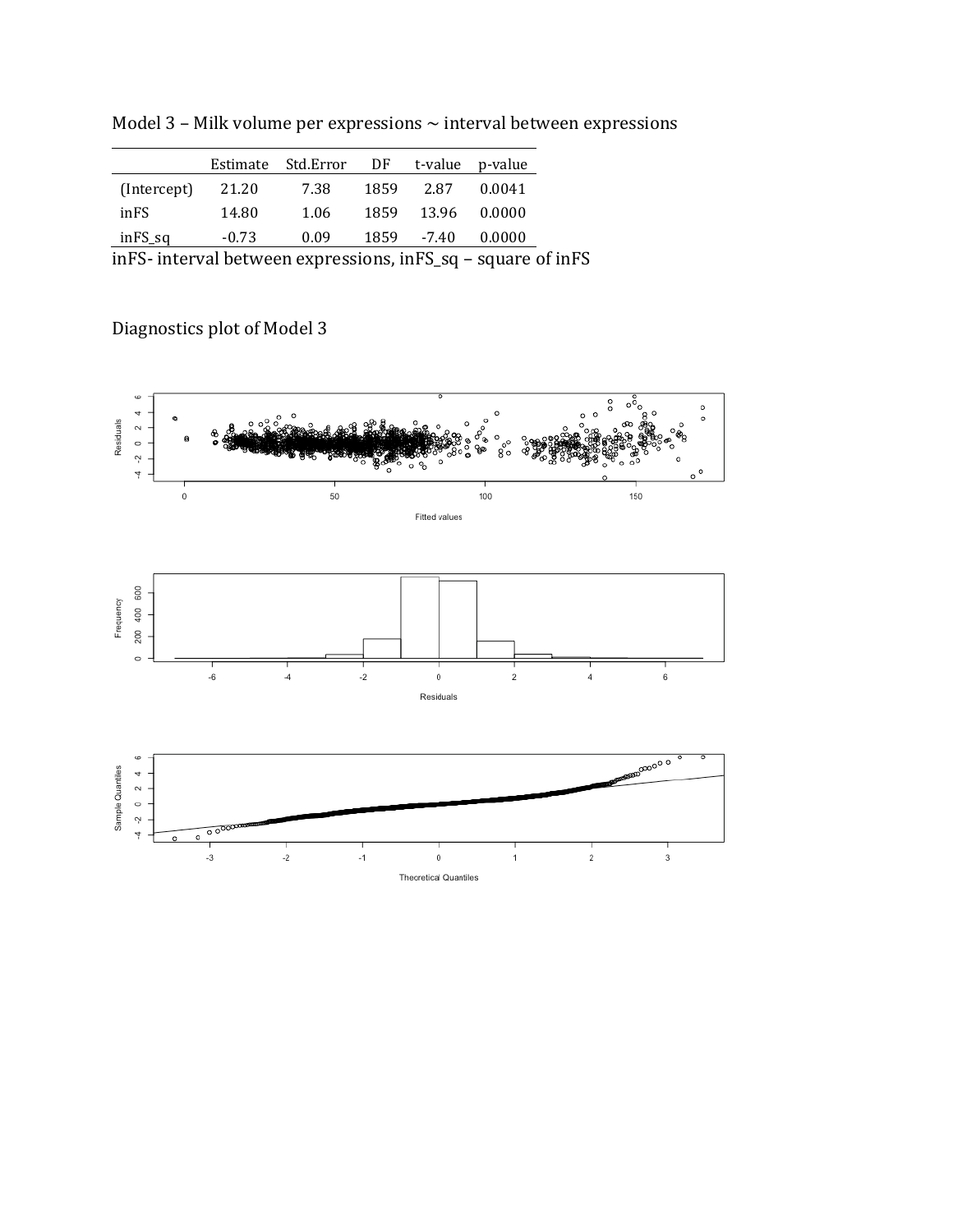Model 3 – Milk volume per expressions ~ interval between expressions

| | Estimate | Std.Error | DF | t-value | p-value |
|---|---|---|---|---|---|
| (Intercept) | 21.20 | 7.38 | 1859 | 2.87 | 0.0041 |
| inFS | 14.80 | 1.06 | 1859 | 13.96 | 0.0000 |
| inFS_sq | -0.73 | 0.09 | 1859 | -7.40 | 0.0000 |

inFS- interval between expressions, inFS_sq – square of inFS

Diagnostics plot of Model 3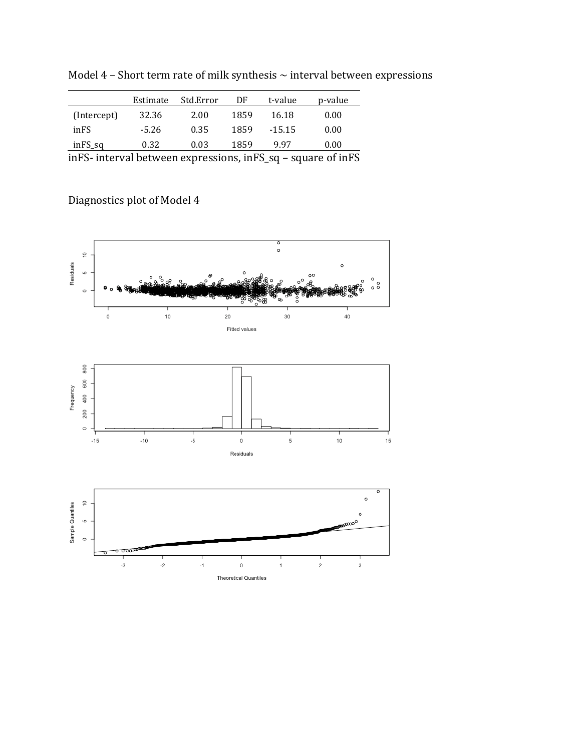Model 4 – Short term rate of milk synthesis ~ interval between expressions

| | Estimate | Std.Error | DF | t-value | p-value |
|---|---|---|---|---|---|
| (Intercept) | 32.36 | 2.00 | 1859 | 16.18 | 0.00 |
| inFS | -5.26 | 0.35 | 1859 | -15.15 | 0.00 |
| inFS_sq | 0.32 | 0.03 | 1859 | 9.97 | 0.00 |

inFS- interval between expressions, inFS_sq – square of inFS

Diagnostics plot of Model 4

Residuals
10
5
0
0
10
20
30
40
Fitted values

Frequency
800
600
400
200
0
-15
-10
-5
0
5
10
15
Residuals

Sample Quantiles
10
5
0
-3
-2
-1
0
1
2
3
Theoretical Quantiles